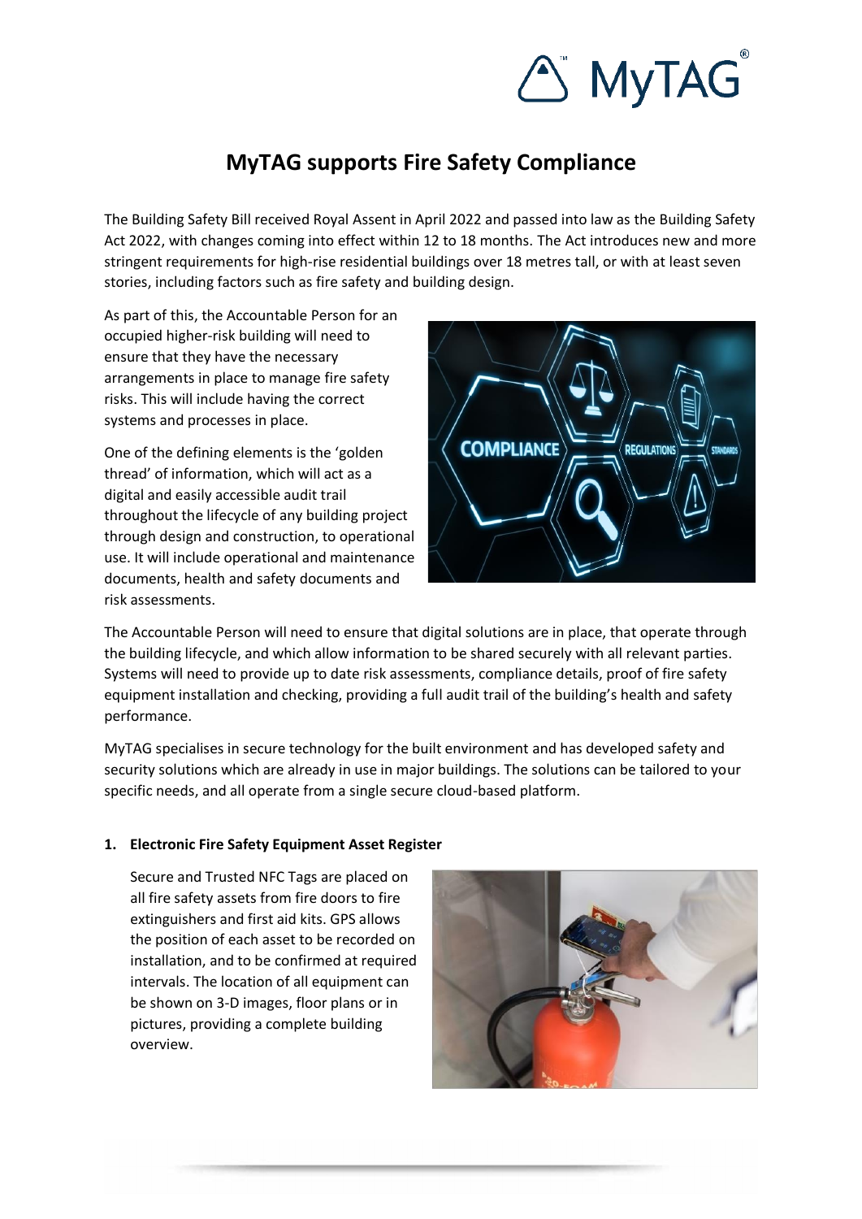# MyTAG supports Fire Safety Compliance

The Building Safety Bill received Royal Assent in April 2022 and passed into law as the Building Safety Act 2022, with changes coming into effect within 12 to 18 months. The Act introduces new and more stringent requirements for high-rise residential buildings over 18 metres tall, or with at least seven stories, including factors such as fire safety and building design.

As part of this, the Accountable Person for an occupied higher-risk building will need to ensure that they have the necessary arrangements in place to manage fire safety risks. This will include having the correct systems and processes in place.

One of the defining elements is the 'golden thread' of information, which will act as a digital and easily accessible audit trail throughout the lifecycle of any building project through design and construction, to operational use. It will include operational and maintenance documents, health and safety documents and risk assessments.

The Accountable Person will need to ensure that digital solutions are in place, that operate through the building lifecycle, and which allow information to be shared securely with all relevant parties. Systems will need to provide up to date risk assessments, compliance details, proof of fire safety equipment installation and checking, providing a full audit trail of the building's health and safety performance.

MyTAG specialises in secure technology for the built environment and has developed safety and security solutions which are already in use in major buildings. The solutions can be tailored to your specific needs, and all operate from a single secure cloud-based platform.

1. **Electronic Fire Safety Equipment Asset Register**

   Secure and Trusted NFC Tags are placed on all fire safety assets from fire doors to fire extinguishers and first aid kits. GPS allows the position of each asset to be recorded on installation, and to be confirmed at required intervals. The location of all equipment can be shown on 3-D images, floor plans or in pictures, providing a complete building overview.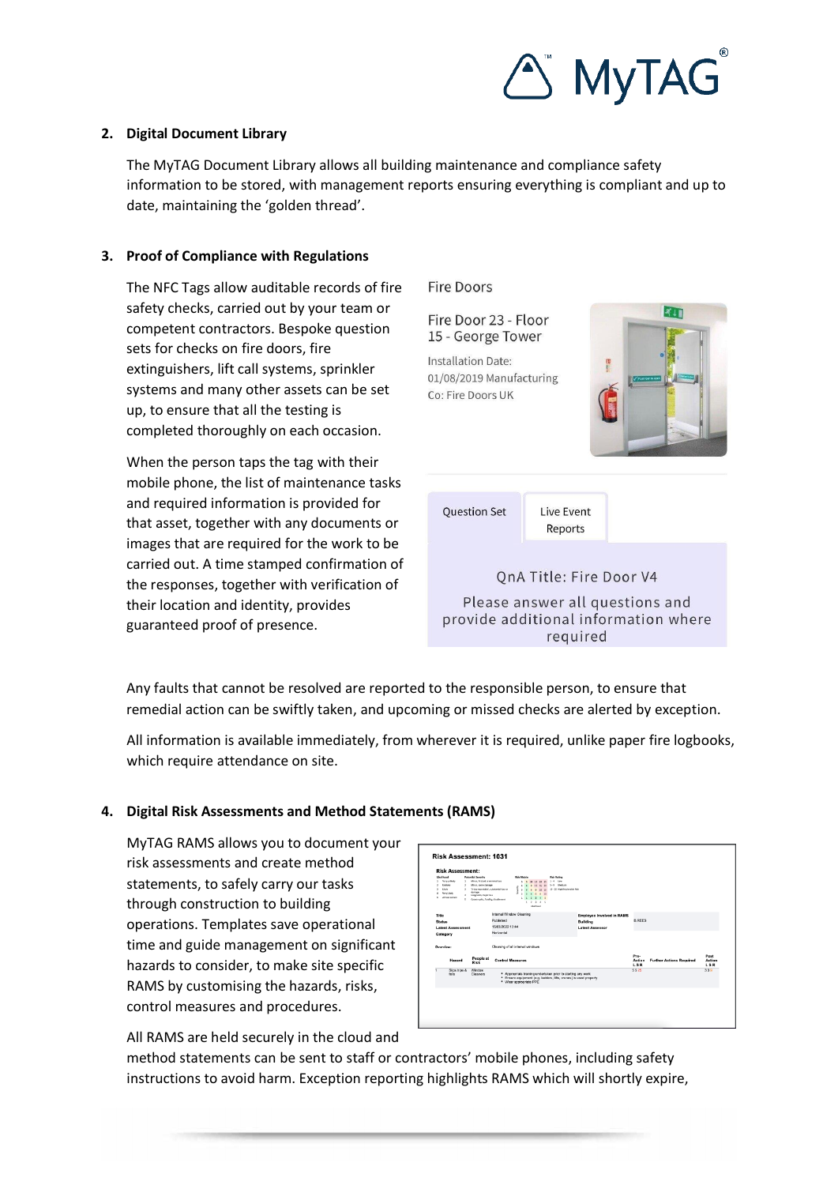## 2. Digital Document Library

The MyTAG Document Library allows all building maintenance and compliance safety information to be stored, with management reports ensuring everything is compliant and up to date, maintaining the 'golden thread'.

## 3. Proof of Compliance with Regulations

The NFC Tags allow auditable records of fire safety checks, carried out by your team or competent contractors. Bespoke question sets for checks on fire doors, fire extinguishers, lift call systems, sprinkler systems and many other assets can be set up, to ensure that all the testing is completed thoroughly on each occasion.

When the person taps the tag with their mobile phone, the list of maintenance tasks and required information is provided for that asset, together with any documents or images that are required for the work to be carried out. A time stamped confirmation of the responses, together with verification of their location and identity, provides guaranteed proof of presence.

Fire Doors

Fire Door 23 - Floor 15 - George Tower

Installation Date: 01/08/2019 Manufacturing Co: Fire Doors UK

Question Set | Live Event Reports

QnA Title: Fire Door V4

Please answer all questions and provide additional information where required

Any faults that cannot be resolved are reported to the responsible person, to ensure that remedial action can be swiftly taken, and upcoming or missed checks are alerted by exception.

All information is available immediately, from wherever it is required, unlike paper fire logbooks, which require attendance on site.

## 4. Digital Risk Assessments and Method Statements (RAMS)

MyTAG RAMS allows you to document your risk assessments and create method statements, to safely carry our tasks through construction to building operations. Templates save operational time and guide management on significant hazards to consider, to make site specific RAMS by customising the hazards, risks, control measures and procedures.

All RAMS are held securely in the cloud and method statements can be sent to staff or contractors' mobile phones, including safety instructions to avoid harm. Exception reporting highlights RAMS which will shortly expire,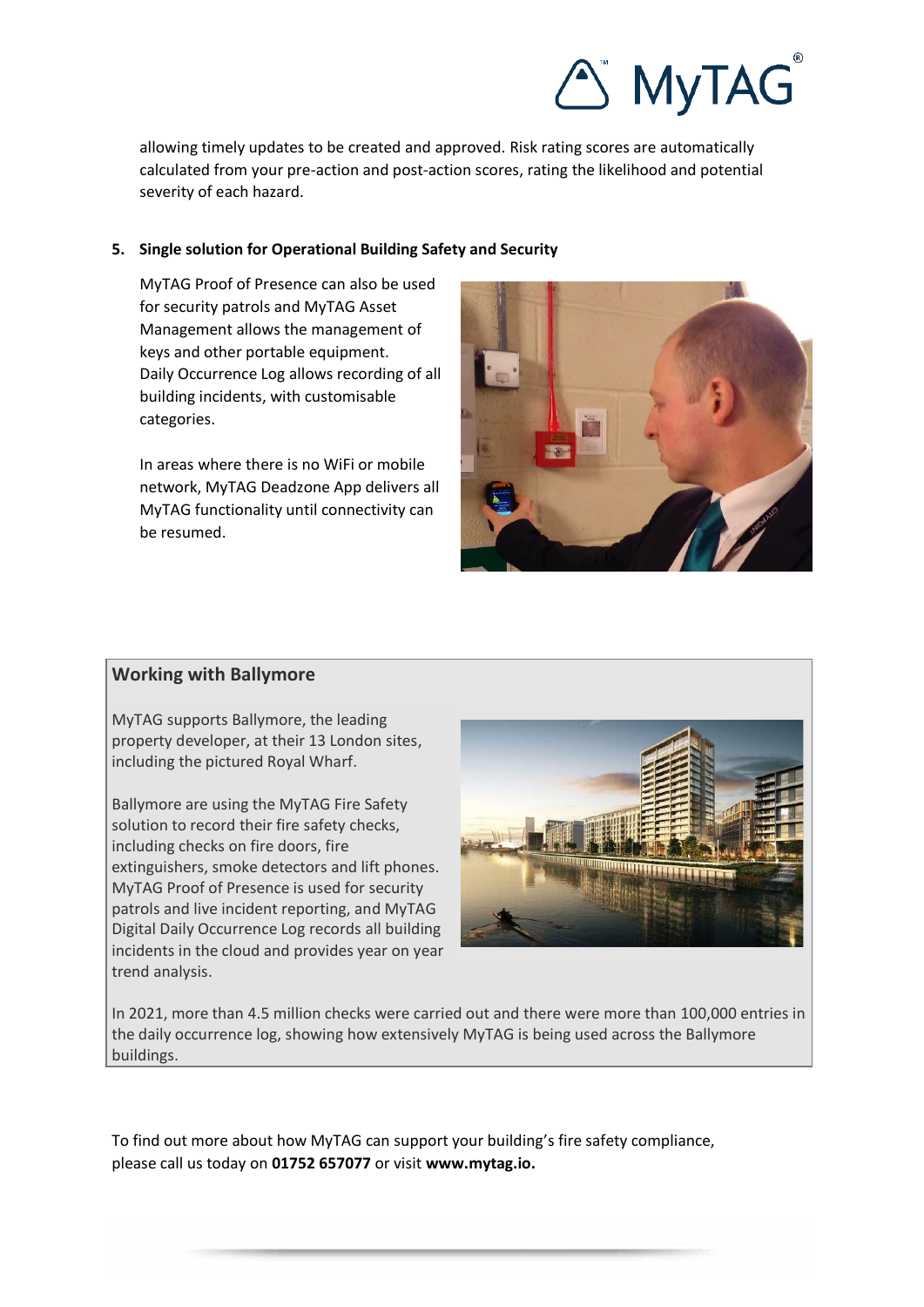allowing timely updates to be created and approved. Risk rating scores are automatically calculated from your pre-action and post-action scores, rating the likelihood and potential severity of each hazard.

**5. Single solution for Operational Building Safety and Security**

MyTAG Proof of Presence can also be used for security patrols and MyTAG Asset Management allows the management of keys and other portable equipment. Daily Occurrence Log allows recording of all building incidents, with customisable categories.

In areas where there is no WiFi or mobile network, MyTAG Deadzone App delivers all MyTAG functionality until connectivity can be resumed.

## Working with Ballymore

MyTAG supports Ballymore, the leading property developer, at their 13 London sites, including the pictured Royal Wharf.

Ballymore are using the MyTAG Fire Safety solution to record their fire safety checks, including checks on fire doors, fire extinguishers, smoke detectors and lift phones. MyTAG Proof of Presence is used for security patrols and live incident reporting, and MyTAG Digital Daily Occurrence Log records all building incidents in the cloud and provides year on year trend analysis.

In 2021, more than 4.5 million checks were carried out and there were more than 100,000 entries in the daily occurrence log, showing how extensively MyTAG is being used across the Ballymore buildings.

To find out more about how MyTAG can support your building's fire safety compliance, please call us today on **01752 657077** or visit **www.mytag.io.**